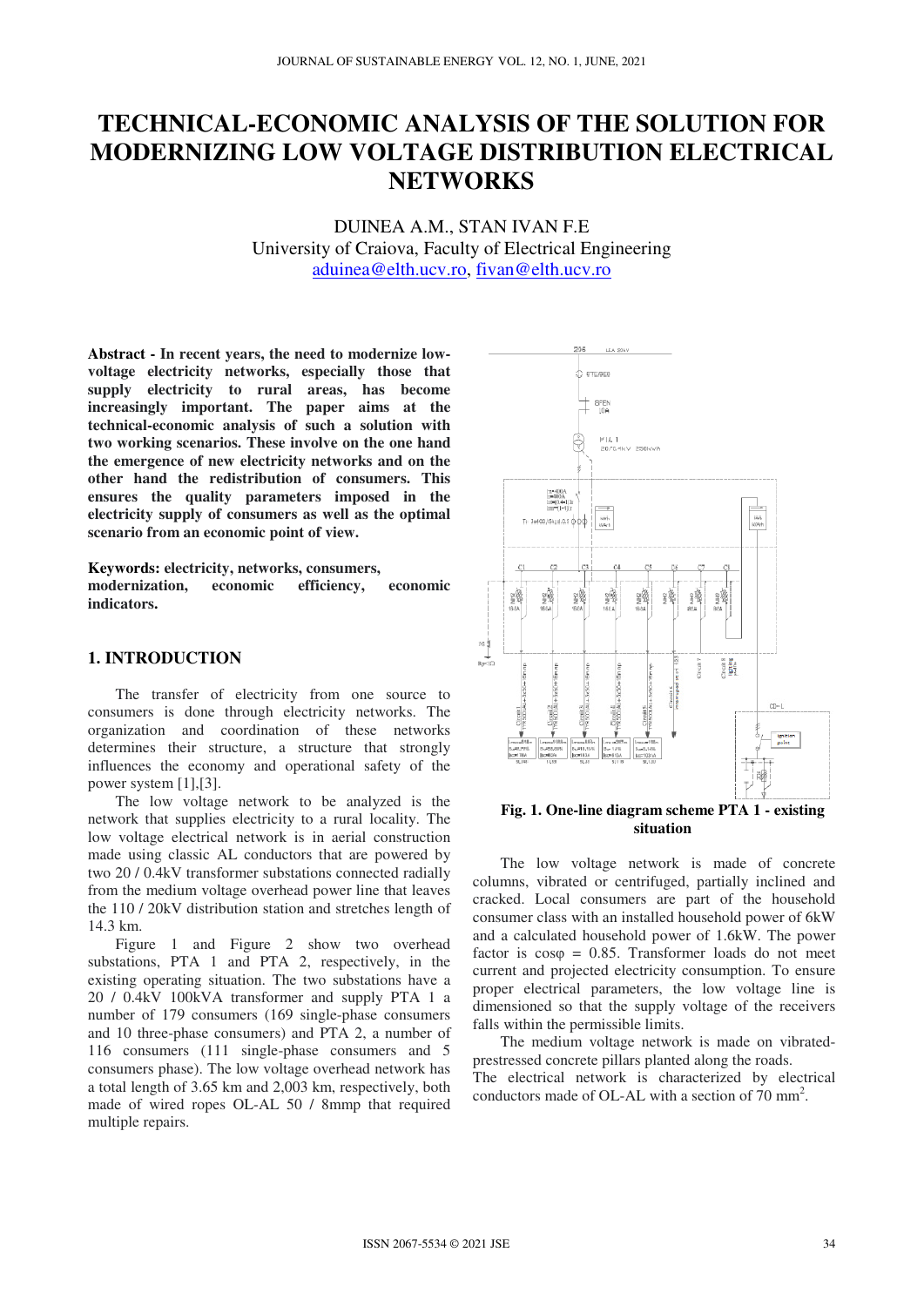# TECHNICAL-ECONOMIC ANALYSIS OF THE SOLUTION FOR MODERNIZING LOW VOLTAGE DISTRIBUTION ELECTRICAL NETWORKS

DUINEA A.M., STAN IVAN F.E
University of Craiova, Faculty of Electrical Engineering
aduinea@elth.ucv.ro, fivan@elth.ucv.ro

**Abstract - In recent years, the need to modernize low-voltage electricity networks, especially those that supply electricity to rural areas, has become increasingly important. The paper aims at the technical-economic analysis of such a solution with two working scenarios. These involve on the one hand the emergence of new electricity networks and on the other hand the redistribution of consumers. This ensures the quality parameters imposed in the electricity supply of consumers as well as the optimal scenario from an economic point of view.**

**Keywords: electricity, networks, consumers, modernization, economic efficiency, economic indicators.**

## 1. INTRODUCTION

The transfer of electricity from one source to consumers is done through electricity networks. The organization and coordination of these networks determines their structure, a structure that strongly influences the economy and operational safety of the power system [1],[3].

The low voltage network to be analyzed is the network that supplies electricity to a rural locality. The low voltage electrical network is in aerial construction made using classic AL conductors that are powered by two 20 / 0.4kV transformer substations connected radially from the medium voltage overhead power line that leaves the 110 / 20kV distribution station and stretches length of 14.3 km.

Figure 1 and Figure 2 show two overhead substations, PTA 1 and PTA 2, respectively, in the existing operating situation. The two substations have a 20 / 0.4kV 100kVA transformer and supply PTA 1 a number of 179 consumers (169 single-phase consumers and 10 three-phase consumers) and PTA 2, a number of 116 consumers (111 single-phase consumers and 5 consumers phase). The low voltage overhead network has a total length of 3.65 km and 2,003 km, respectively, both made of wired ropes OL-AL 50 / 8mmp that required multiple repairs.

**Fig. 1. One-line diagram scheme PTA 1 - existing situation**

The low voltage network is made of concrete columns, vibrated or centrifuged, partially inclined and cracked. Local consumers are part of the household consumer class with an installed household power of 6kW and a calculated household power of 1.6kW. The power factor is $\cos\varphi = 0.85$. Transformer loads do not meet current and projected electricity consumption. To ensure proper electrical parameters, the low voltage line is dimensioned so that the supply voltage of the receivers falls within the permissible limits.

The medium voltage network is made on vibrated-prestressed concrete pillars planted along the roads.

The electrical network is characterized by electrical conductors made of OL-AL with a section of 70 mm$^2$.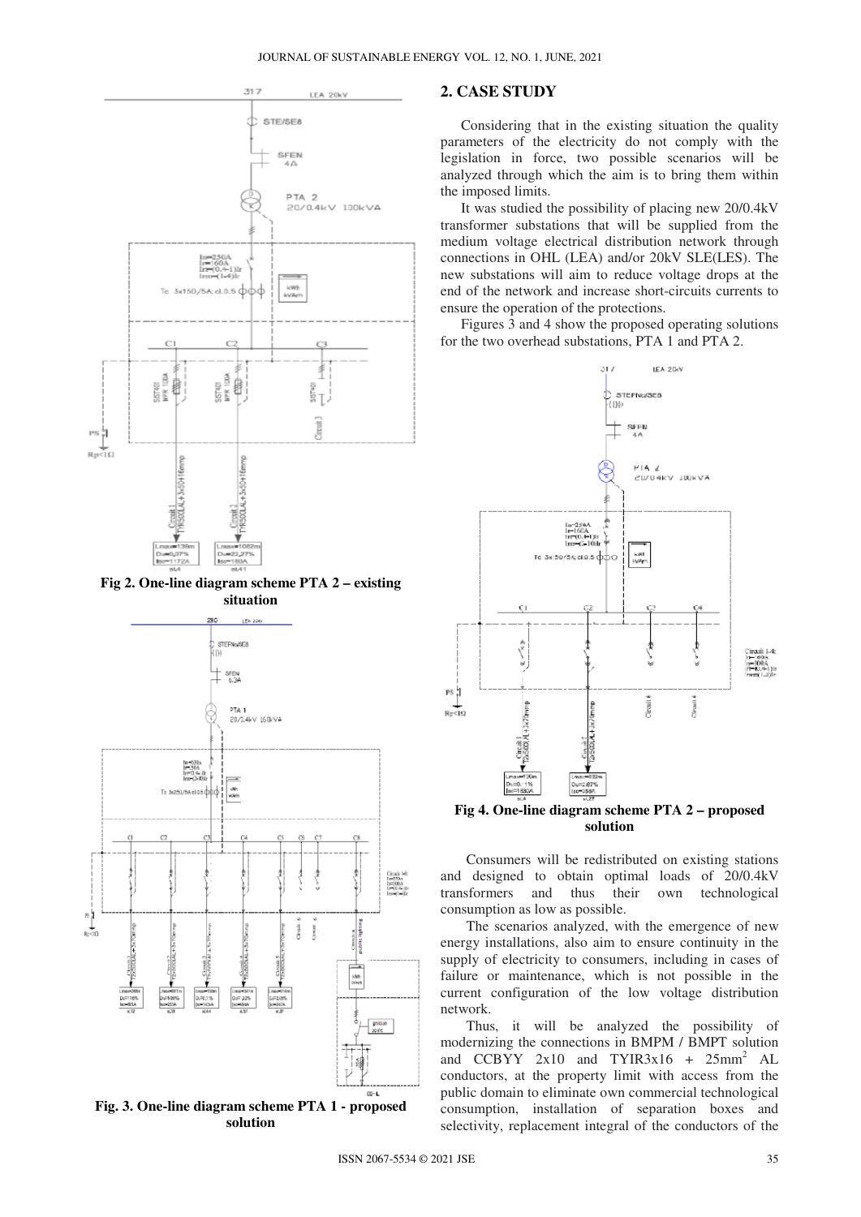## 2. CASE STUDY

Considering that in the existing situation the quality parameters of the electricity do not comply with the legislation in force, two possible scenarios will be analyzed through which the aim is to bring them within the imposed limits.

It was studied the possibility of placing new 20/0.4kV transformer substations that will be supplied from the medium voltage electrical distribution network through connections in OHL (LEA) and/or 20kV SLE(LES). The new substations will aim to reduce voltage drops at the end of the network and increase short-circuits currents to ensure the operation of the protections.

Figures 3 and 4 show the proposed operating solutions for the two overhead substations, PTA 1 and PTA 2.

**Fig 2. One-line diagram scheme PTA 2 – existing situation**

**Fig. 3. One-line diagram scheme PTA 1 - proposed solution**

**Fig 4. One-line diagram scheme PTA 2 – proposed solution**

Consumers will be redistributed on existing stations and designed to obtain optimal loads of 20/0.4kV transformers and thus their own technological consumption as low as possible.

The scenarios analyzed, with the emergence of new energy installations, also aim to ensure continuity in the supply of electricity to consumers, including in cases of failure or maintenance, which is not possible in the current configuration of the low voltage distribution network.

Thus, it will be analyzed the possibility of modernizing the connections in BMPM / BMPT solution and CCBYY 2x10 and TYIR3x16 + 25mm$^2$ AL conductors, at the property limit with access from the public domain to eliminate own commercial technological consumption, installation of separation boxes and selectivity, replacement integral of the conductors of the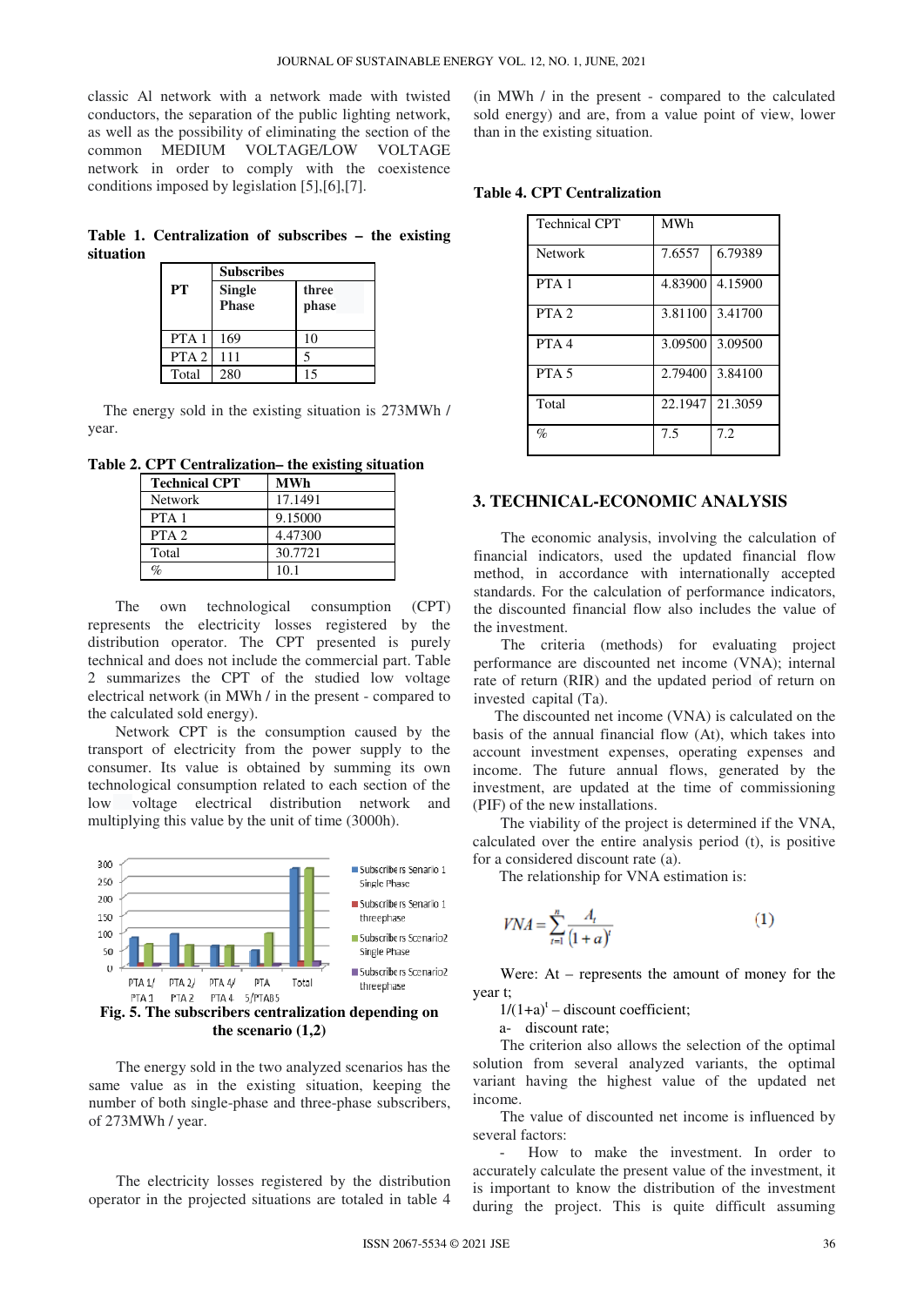classic Al network with a network made with twisted conductors, the separation of the public lighting network, as well as the possibility of eliminating the section of the common MEDIUM VOLTAGE/LOW VOLTAGE network in order to comply with the coexistence conditions imposed by legislation [5],[6],[7].

**Table 1. Centralization of subscribes – the existing situation**

| PT | Subscribes | |
|---|---|---|
| | **Single Phase** | **three phase** |
| PTA 1 | 169 | 10 |
| PTA 2 | 111 | 5 |
| Total | 280 | 15 |

The energy sold in the existing situation is 273MWh / year.

**Table 2. CPT Centralization– the existing situation**

| Technical CPT | MWh |
|---|---|
| Network | 17.1491 |
| PTA 1 | 9.15000 |
| PTA 2 | 4.47300 |
| Total | 30.7721 |
| % | 10.1 |

The own technological consumption (CPT) represents the electricity losses registered by the distribution operator. The CPT presented is purely technical and does not include the commercial part. Table 2 summarizes the CPT of the studied low voltage electrical network (in MWh / in the present - compared to the calculated sold energy).

Network CPT is the consumption caused by the transport of electricity from the power supply to the consumer. Its value is obtained by summing its own technological consumption related to each section of the low voltage electrical distribution network and multiplying this value by the unit of time (3000h).

**Fig. 5. The subscribers centralization depending on the scenario (1,2)**

The energy sold in the two analyzed scenarios has the same value as in the existing situation, keeping the number of both single-phase and three-phase subscribers, of 273MWh / year.

The electricity losses registered by the distribution operator in the projected situations are totaled in table 4 (in MWh / in the present - compared to the calculated sold energy) and are, from a value point of view, lower than in the existing situation.

**Table 4. CPT Centralization**

| Technical CPT | MWh | |
|---|---|---|
| Network | 7.6557 | 6.79389 |
| PTA 1 | 4.83900 | 4.15900 |
| PTA 2 | 3.81100 | 3.41700 |
| PTA 4 | 3.09500 | 3.09500 |
| PTA 5 | 2.79400 | 3.84100 |
| Total | 22.1947 | 21.3059 |
| % | 7.5 | 7.2 |

## 3. TECHNICAL-ECONOMIC ANALYSIS

The economic analysis, involving the calculation of financial indicators, used the updated financial flow method, in accordance with internationally accepted standards. For the calculation of performance indicators, the discounted financial flow also includes the value of the investment.

The criteria (methods) for evaluating project performance are discounted net income (VNA); internal rate of return (RIR) and the updated period of return on invested capital (Ta).

The discounted net income (VNA) is calculated on the basis of the annual financial flow (At), which takes into account investment expenses, operating expenses and income. The future annual flows, generated by the investment, are updated at the time of commissioning (PIF) of the new installations.

The viability of the project is determined if the VNA, calculated over the entire analysis period (t), is positive for a considered discount rate (a).

The relationship for VNA estimation is:

$$VNA = \sum_{t=1}^{n} \frac{A_t}{(1+a)^t} \tag{1}$$

Were: At – represents the amount of money for the year t;

$1/(1+a)^t$ – discount coefficient;

a- discount rate;

The criterion also allows the selection of the optimal solution from several analyzed variants, the optimal variant having the highest value of the updated net income.

The value of discounted net income is influenced by several factors:

- How to make the investment. In order to accurately calculate the present value of the investment, it is important to know the distribution of the investment during the project. This is quite difficult assuming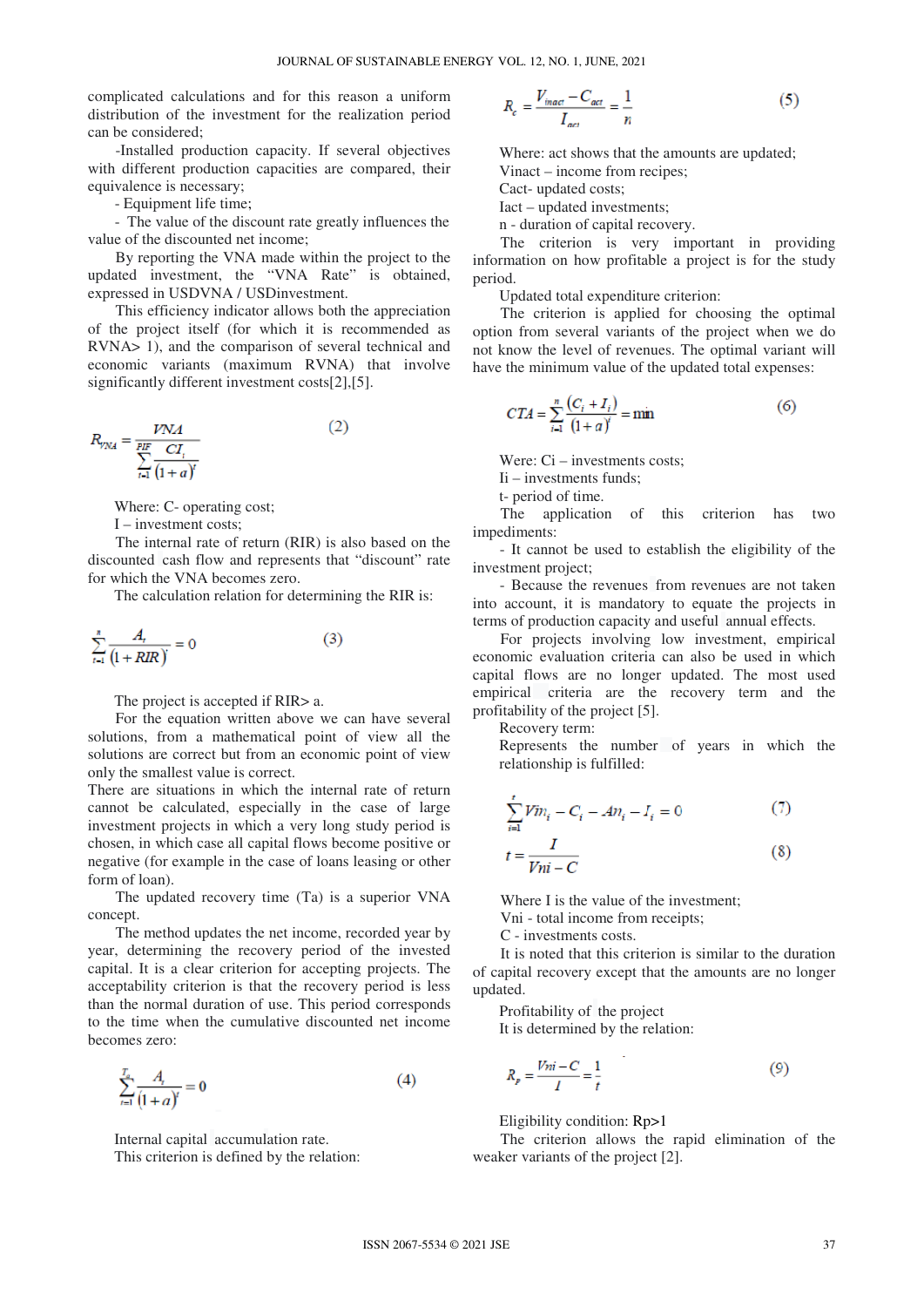complicated calculations and for this reason a uniform distribution of the investment for the realization period can be considered;

-Installed production capacity. If several objectives with different production capacities are compared, their equivalence is necessary;

- Equipment life time;

- The value of the discount rate greatly influences the value of the discounted net income;

By reporting the VNA made within the project to the updated investment, the "VNA Rate" is obtained, expressed in USDVNA / USDinvestment.

This efficiency indicator allows both the appreciation of the project itself (for which it is recommended as RVNA> 1), and the comparison of several technical and economic variants (maximum RVNA) that involve significantly different investment costs[2],[5].

$$R_{VNA} = \frac{VNA}{\sum_{t=1}^{PIF} \frac{CI_t}{(1+a)^t}} \tag{2}$$

Where: C- operating cost;

I – investment costs;

The internal rate of return (RIR) is also based on the discounted cash flow and represents that "discount" rate for which the VNA becomes zero.

The calculation relation for determining the RIR is:

$$\sum_{t=1}^{n} \frac{A_t}{(1+RIR)^t} = 0 \tag{3}$$

The project is accepted if RIR> a.

For the equation written above we can have several solutions, from a mathematical point of view all the solutions are correct but from an economic point of view only the smallest value is correct.

There are situations in which the internal rate of return cannot be calculated, especially in the case of large investment projects in which a very long study period is chosen, in which case all capital flows become positive or negative (for example in the case of loans leasing or other form of loan).

The updated recovery time (Ta) is a superior VNA concept.

The method updates the net income, recorded year by year, determining the recovery period of the invested capital. It is a clear criterion for accepting projects. The acceptability criterion is that the recovery period is less than the normal duration of use. This period corresponds to the time when the cumulative discounted net income becomes zero:

$$\sum_{t=1}^{T_a} \frac{A_t}{(1+a)^t} = 0 \tag{4}$$

Internal capital accumulation rate.

This criterion is defined by the relation:

$$R_c = \frac{V_{inact} - C_{act}}{I_{act}} = \frac{1}{n} \tag{5}$$

Where: act shows that the amounts are updated;

Vinact – income from recipes;

Cact- updated costs;

Iact – updated investments;

n - duration of capital recovery.

The criterion is very important in providing information on how profitable a project is for the study period.

Updated total expenditure criterion:

The criterion is applied for choosing the optimal option from several variants of the project when we do not know the level of revenues. The optimal variant will have the minimum value of the updated total expenses:

$$CTA = \sum_{i=1}^{n} \frac{(C_i + I_i)}{(1+a)^t} = \min \tag{6}$$

Were: Ci – investments costs;

Ii – investments funds;

t- period of time.

The application of this criterion has two impediments:

- It cannot be used to establish the eligibility of the investment project;

- Because the revenues from revenues are not taken into account, it is mandatory to equate the projects in terms of production capacity and useful annual effects.

For projects involving low investment, empirical economic evaluation criteria can also be used in which capital flows are no longer updated. The most used empirical criteria are the recovery term and the profitability of the project [5].

Recovery term:

Represents the number of years in which the relationship is fulfilled:

$$\sum_{i=1}^{t} Vm_i - C_i - An_i - I_i = 0 \tag{7}$$

$$t = \frac{I}{Vni - C} \tag{8}$$

Where I is the value of the investment;

Vni - total income from receipts;

C - investments costs.

It is noted that this criterion is similar to the duration of capital recovery except that the amounts are no longer updated.

Profitability of the project

It is determined by the relation:

$$R_p = \frac{Vni - C}{I} = \frac{1}{t} \tag{9}$$

Eligibility condition: Rp>1

The criterion allows the rapid elimination of the weaker variants of the project [2].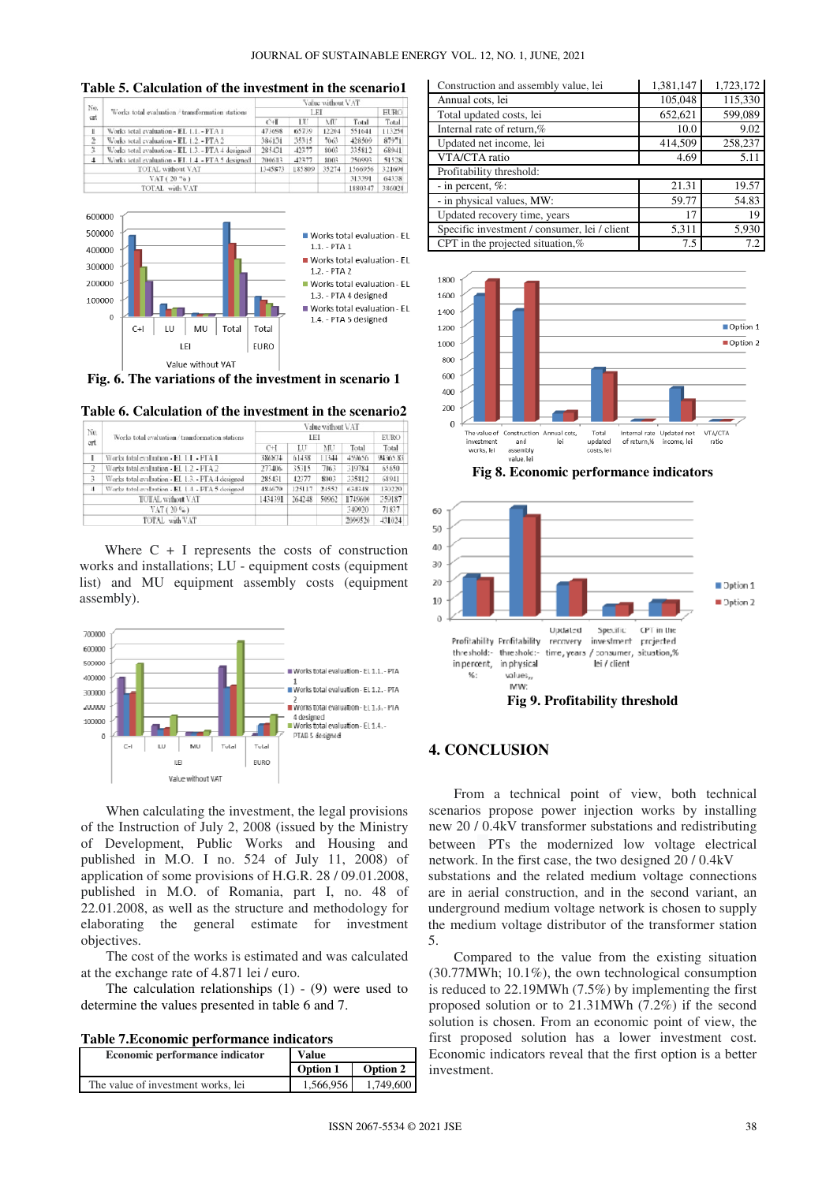**Table 5. Calculation of the investment in the scenario1**

| No. crt | Works total evaluation / transformation stations | Value without VAT | | | | |
|---|---|---|---|---|---|---|
| | | LEI | | | | EURO |
| | | C+I | LU | MU | Total | Total |
| 1 | Works total evaluation - EL 1.1. - PTA 1 | 473698 | 65739 | 12204 | 551641 | 113250 |
| 2 | Works total evaluation - EL 1.2 - PTA 2 | 386131 | 35315 | 7063 | 428509 | 87971 |
| 3 | Works total evaluation - EL 1.3. - PTA 4 designed | 285431 | 42377 | 8003 | 335812 | 68941 |
| 4 | Works total evaluation - EL 1.4. - PTA 5 designed | 200613 | 42377 | 8003 | 250993 | 51528 |
| | TOTAL without VAT | 1345873 | 185809 | 35274 | 1566956 | 321690 |
| | VAT ( 20 % ) | | | | 313391 | 64338 |
| | TOTAL with VAT | | | | 1880347 | 386028 |

**Fig. 6. The variations of the investment in scenario 1**

**Table 6. Calculation of the investment in the scenario2**

| No. crt | Works total evaluation / transformation stations | Value without VAT | | | | |
|---|---|---|---|---|---|---|
| | | LEI | | | | EURO |
| | | C+I | LU | MU | Total | Total |
| 1 | Works total evaluation - EL 1.1. - PTA 1 | 386674 | 61438 | 11344 | 459456 | 94365.83 |
| 2 | Works total evaluation - EL 1.2 - PTA 2 | 277406 | 35315 | 7063 | 319784 | 65650 |
| 3 | Works total evaluation - EL 1.3. - PTA 4 designed | 285431 | 42377 | 8003 | 335812 | 68941 |
| 4 | Works total evaluation - EL 1.4. - PTA 5 designed | 484679 | 125117 | 24552 | 634348 | 130229 |
| | TOTAL without VAT | 1434391 | 264248 | 50962 | 1749600 | 359187 |
| | VAT ( 20 % ) | | | | 349920 | 71837 |
| | TOTAL with VAT | | | | 2099520 | 431024 |

Where C + I represents the costs of construction works and installations; LU - equipment costs (equipment list) and MU equipment assembly costs (equipment assembly).

When calculating the investment, the legal provisions of the Instruction of July 2, 2008 (issued by the Ministry of Development, Public Works and Housing and published in M.O. I no. 524 of July 11, 2008) of application of some provisions of H.G.R. 28 / 09.01.2008, published in M.O. of Romania, part I, no. 48 of 22.01.2008, as well as the structure and methodology for elaborating the general estimate for investment objectives.

The cost of the works is estimated and was calculated at the exchange rate of 4.871 lei / euro.

The calculation relationships (1) - (9) were used to determine the values presented in table 6 and 7.

**Table 7.Economic performance indicators**

| Economic performance indicator | Value | |
|---|---|---|
| | Option 1 | Option 2 |
| The value of investment works, lei | 1,566,956 | 1,749,600 |
| Construction and assembly value, lei | 1,381,147 | 1,723,172 |
| Annual cots, lei | 105,048 | 115,330 |
| Total updated costs, lei | 652,621 | 599,089 |
| Internal rate of return,% | 10.0 | 9.02 |
| Updated net income, lei | 414,509 | 258,237 |
| VTA/CTA ratio | 4.69 | 5.11 |
| Profitability threshold: | | |
| - in percent, %: | 21.31 | 19.57 |
| - in physical values, MW: | 59.77 | 54.83 |
| Updated recovery time, years | 17 | 19 |
| Specific investment / consumer, lei / client | 5,311 | 5,930 |
| CPT in the projected situation,% | 7.5 | 7.2 |

**Fig 8. Economic performance indicators**

**Fig 9. Profitability threshold**

## 4. CONCLUSION

From a technical point of view, both technical scenarios propose power injection works by installing new 20 / 0.4kV transformer substations and redistributing between PTs the modernized low voltage electrical network. In the first case, the two designed 20 / 0.4kV substations and the related medium voltage connections are in aerial construction, and in the second variant, an underground medium voltage network is chosen to supply the medium voltage distributor of the transformer station 5.

Compared to the value from the existing situation (30.77MWh; 10.1%), the own technological consumption is reduced to 22.19MWh (7.5%) by implementing the first proposed solution or to 21.31MWh (7.2%) if the second solution is chosen. From an economic point of view, the first proposed solution has a lower investment cost. Economic indicators reveal that the first option is a better investment.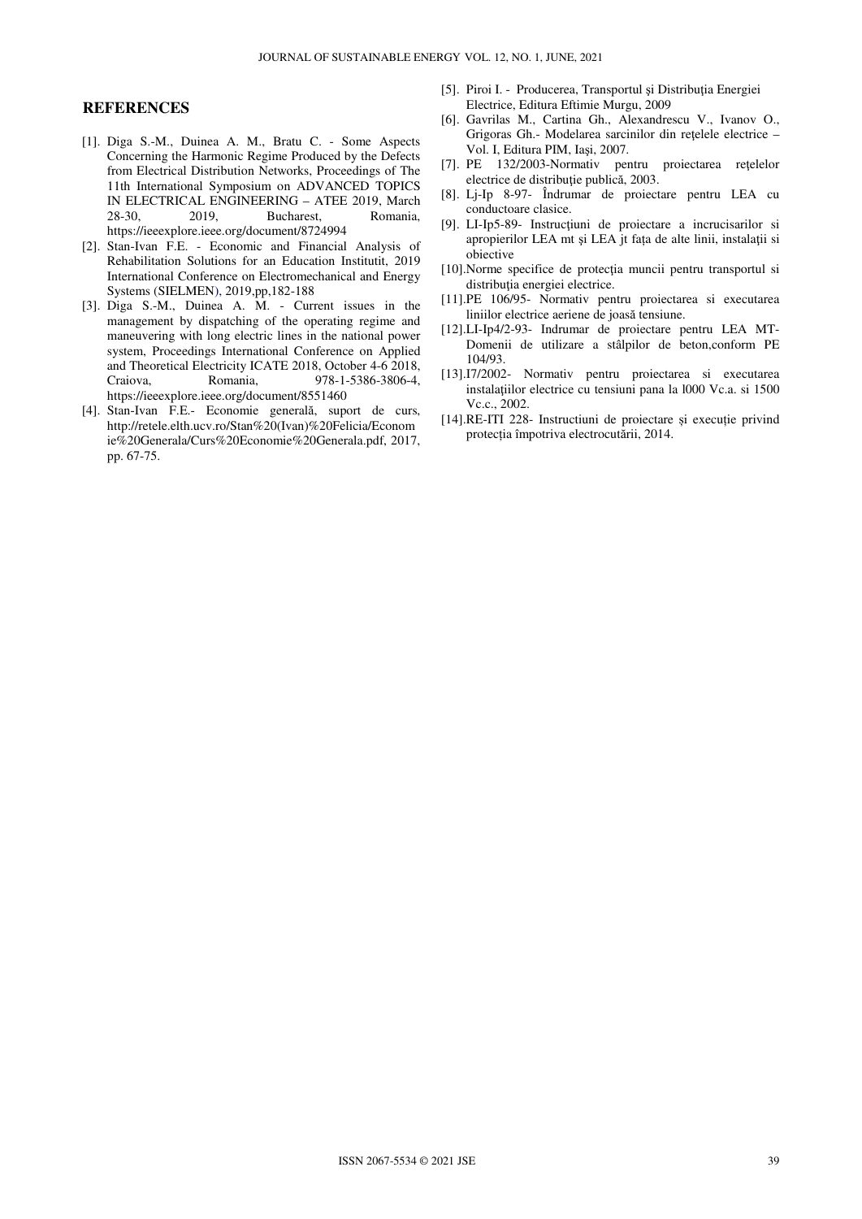## REFERENCES

[1]. Diga S.-M., Duinea A. M., Bratu C. - Some Aspects Concerning the Harmonic Regime Produced by the Defects from Electrical Distribution Networks, Proceedings of The 11th International Symposium on ADVANCED TOPICS IN ELECTRICAL ENGINEERING – ATEE 2019, March 28-30, 2019, Bucharest, Romania, https://ieeexplore.ieee.org/document/8724994

[2]. Stan-Ivan F.E. - Economic and Financial Analysis of Rehabilitation Solutions for an Education Institutit, 2019 International Conference on Electromechanical and Energy Systems (SIELMEN), 2019,pp,182-188

[3]. Diga S.-M., Duinea A. M. - Current issues in the management by dispatching of the operating regime and maneuvering with long electric lines in the national power system, Proceedings International Conference on Applied and Theoretical Electricity ICATE 2018, October 4-6 2018, Craiova, Romania, 978-1-5386-3806-4, https://ieeexplore.ieee.org/document/8551460

[4]. Stan-Ivan F.E.- Economie generală, suport de curs, http://retele.elth.ucv.ro/Stan%20(Ivan)%20Felicia/Economie%20Generala/Curs%20Economie%20Generala.pdf, 2017, pp. 67-75.

[5]. Piroi I. - Producerea, Transportul şi Distribuţia Energiei Electrice, Editura Eftimie Murgu, 2009

[6]. Gavrilas M., Cartina Gh., Alexandrescu V., Ivanov O., Grigoras Gh.- Modelarea sarcinilor din reţelele electrice – Vol. I, Editura PIM, Iaşi, 2007.

[7]. PE 132/2003-Normativ pentru proiectarea reţelelor electrice de distribuţie publică, 2003.

[8]. Lj-Ip 8-97- Îndrumar de proiectare pentru LEA cu conductoare clasice.

[9]. LI-Ip5-89- Instrucţiuni de proiectare a incrucisarilor si apropierilor LEA mt şi LEA jt faţa de alte linii, instalaţii si obiective

[10].Norme specifice de protecţia muncii pentru transportul si distribuţia energiei electrice.

[11].PE 106/95- Normativ pentru proiectarea si executarea liniilor electrice aeriene de joasă tensiune.

[12].LI-Ip4/2-93- Indrumar de proiectare pentru LEA MT- Domenii de utilizare a stâlpilor de beton,conform PE 104/93.

[13].I7/2002- Normativ pentru proiectarea si executarea instalaţiilor electrice cu tensiuni pana la l000 Vc.a. si 1500 Vc.c., 2002.

[14].RE-ITI 228- Instructiuni de proiectare şi execuţie privind protecţia împotriva electrocutării, 2014.